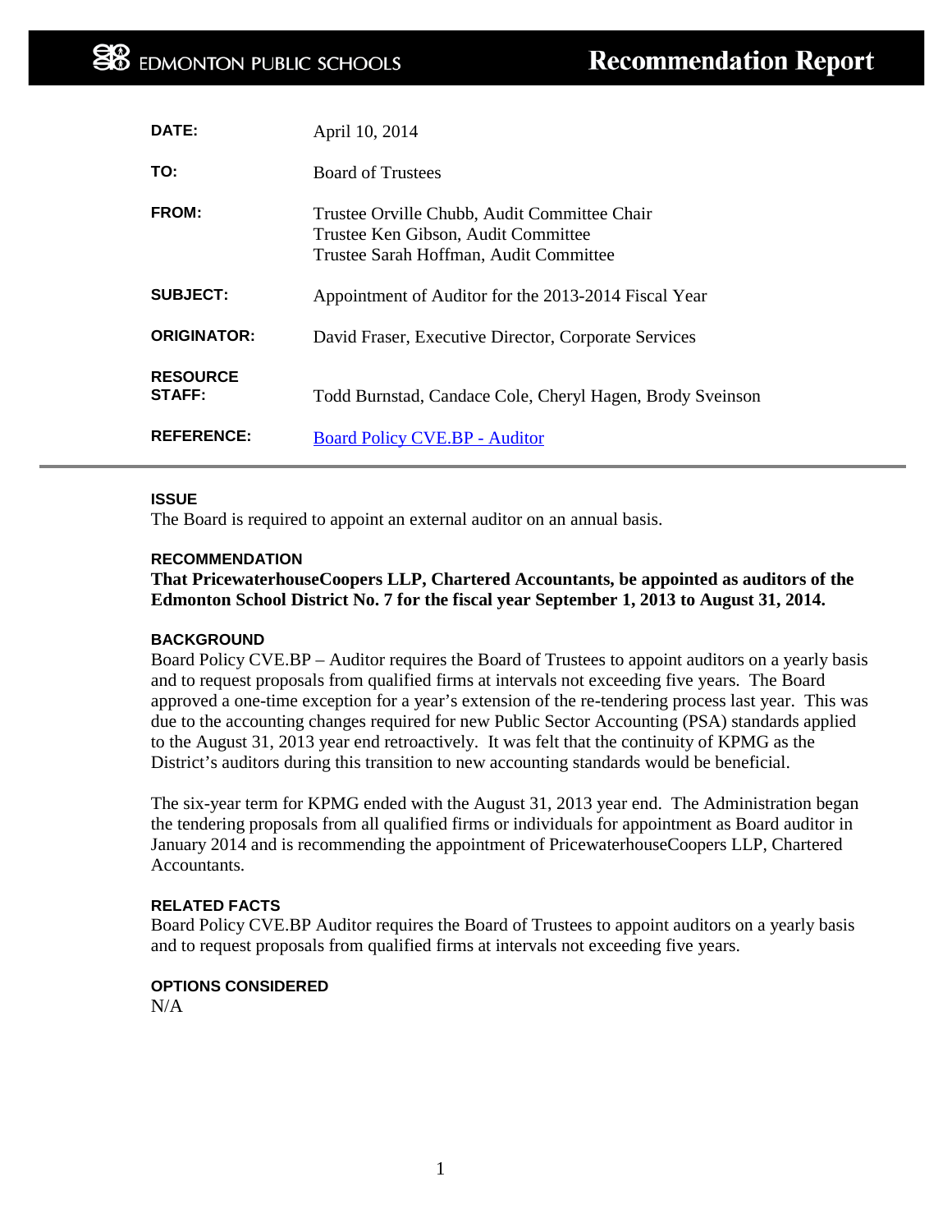# EDMONTON PUBLIC SCHOOLS — Recommendation Report

| | |
|---|---|
| **DATE:** | April 10, 2014 |
| **TO:** | Board of Trustees |
| **FROM:** | Trustee Orville Chubb, Audit Committee Chair<br>Trustee Ken Gibson, Audit Committee<br>Trustee Sarah Hoffman, Audit Committee |
| **SUBJECT:** | Appointment of Auditor for the 2013-2014 Fiscal Year |
| **ORIGINATOR:** | David Fraser, Executive Director, Corporate Services |
| **RESOURCE STAFF:** | Todd Burnstad, Candace Cole, Cheryl Hagen, Brody Sveinson |
| **REFERENCE:** | Board Policy CVE.BP - Auditor |

## ISSUE

The Board is required to appoint an external auditor on an annual basis.

## RECOMMENDATION

**That PricewaterhouseCoopers LLP, Chartered Accountants, be appointed as auditors of the Edmonton School District No. 7 for the fiscal year September 1, 2013 to August 31, 2014.**

## BACKGROUND

Board Policy CVE.BP – Auditor requires the Board of Trustees to appoint auditors on a yearly basis and to request proposals from qualified firms at intervals not exceeding five years. The Board approved a one-time exception for a year's extension of the re-tendering process last year. This was due to the accounting changes required for new Public Sector Accounting (PSA) standards applied to the August 31, 2013 year end retroactively. It was felt that the continuity of KPMG as the District's auditors during this transition to new accounting standards would be beneficial.

The six-year term for KPMG ended with the August 31, 2013 year end. The Administration began the tendering proposals from all qualified firms or individuals for appointment as Board auditor in January 2014 and is recommending the appointment of PricewaterhouseCoopers LLP, Chartered Accountants.

## RELATED FACTS

Board Policy CVE.BP Auditor requires the Board of Trustees to appoint auditors on a yearly basis and to request proposals from qualified firms at intervals not exceeding five years.

## OPTIONS CONSIDERED

N/A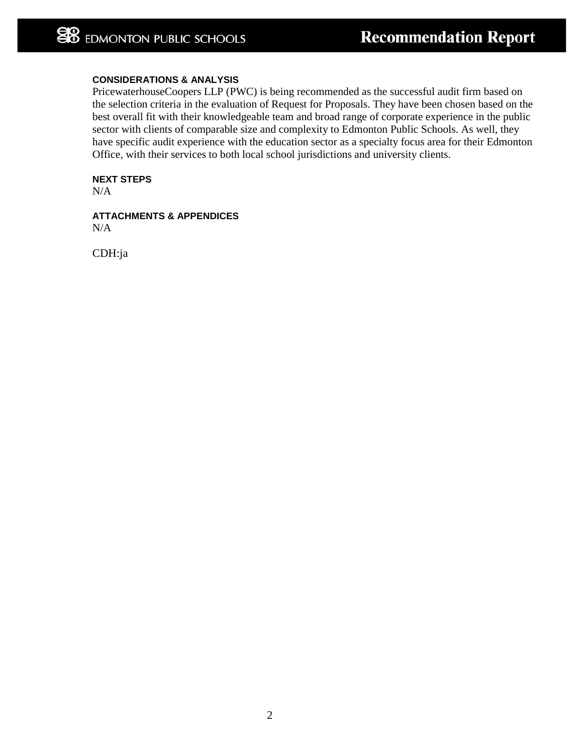## CONSIDERATIONS & ANALYSIS

PricewaterhouseCoopers LLP (PWC) is being recommended as the successful audit firm based on the selection criteria in the evaluation of Request for Proposals. They have been chosen based on the best overall fit with their knowledgeable team and broad range of corporate experience in the public sector with clients of comparable size and complexity to Edmonton Public Schools. As well, they have specific audit experience with the education sector as a specialty focus area for their Edmonton Office, with their services to both local school jurisdictions and university clients.

## NEXT STEPS

N/A

## ATTACHMENTS & APPENDICES

N/A

CDH:ja